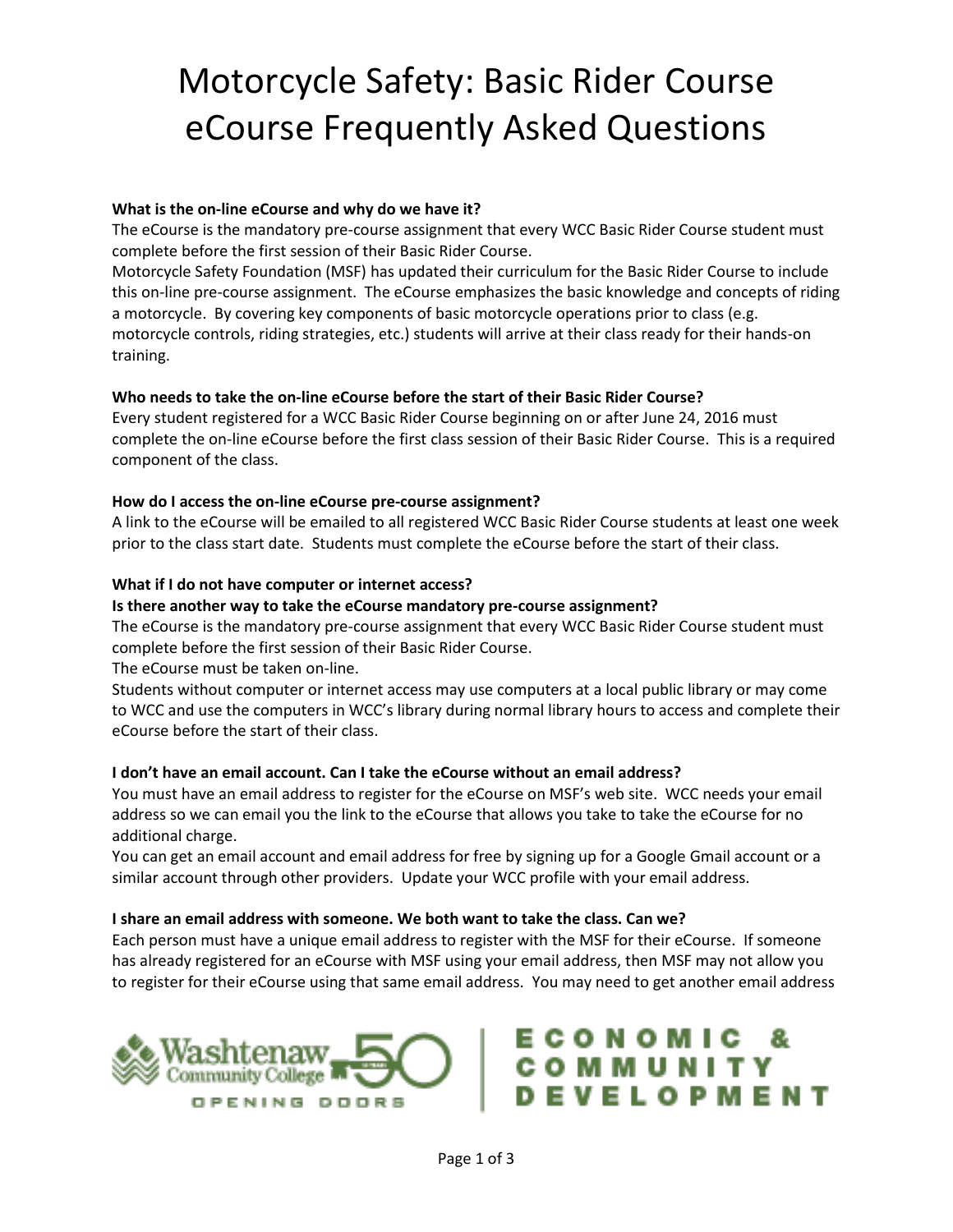# Motorcycle Safety: Basic Rider Course eCourse Frequently Asked Questions

**What is the on-line eCourse and why do we have it?**

The eCourse is the mandatory pre-course assignment that every WCC Basic Rider Course student must complete before the first session of their Basic Rider Course.

Motorcycle Safety Foundation (MSF) has updated their curriculum for the Basic Rider Course to include this on-line pre-course assignment. The eCourse emphasizes the basic knowledge and concepts of riding a motorcycle. By covering key components of basic motorcycle operations prior to class (e.g. motorcycle controls, riding strategies, etc.) students will arrive at their class ready for their hands-on training.

**Who needs to take the on-line eCourse before the start of their Basic Rider Course?**

Every student registered for a WCC Basic Rider Course beginning on or after June 24, 2016 must complete the on-line eCourse before the first class session of their Basic Rider Course. This is a required component of the class.

**How do I access the on-line eCourse pre-course assignment?**

A link to the eCourse will be emailed to all registered WCC Basic Rider Course students at least one week prior to the class start date. Students must complete the eCourse before the start of their class.

**What if I do not have computer or internet access?**
**Is there another way to take the eCourse mandatory pre-course assignment?**

The eCourse is the mandatory pre-course assignment that every WCC Basic Rider Course student must complete before the first session of their Basic Rider Course.

The eCourse must be taken on-line.

Students without computer or internet access may use computers at a local public library or may come to WCC and use the computers in WCC's library during normal library hours to access and complete their eCourse before the start of their class.

**I don't have an email account. Can I take the eCourse without an email address?**

You must have an email address to register for the eCourse on MSF's web site. WCC needs your email address so we can email you the link to the eCourse that allows you take to take the eCourse for no additional charge.

You can get an email account and email address for free by signing up for a Google Gmail account or a similar account through other providers. Update your WCC profile with your email address.

**I share an email address with someone. We both want to take the class. Can we?**

Each person must have a unique email address to register with the MSF for their eCourse. If someone has already registered for an eCourse with MSF using your email address, then MSF may not allow you to register for their eCourse using that same email address. You may need to get another email address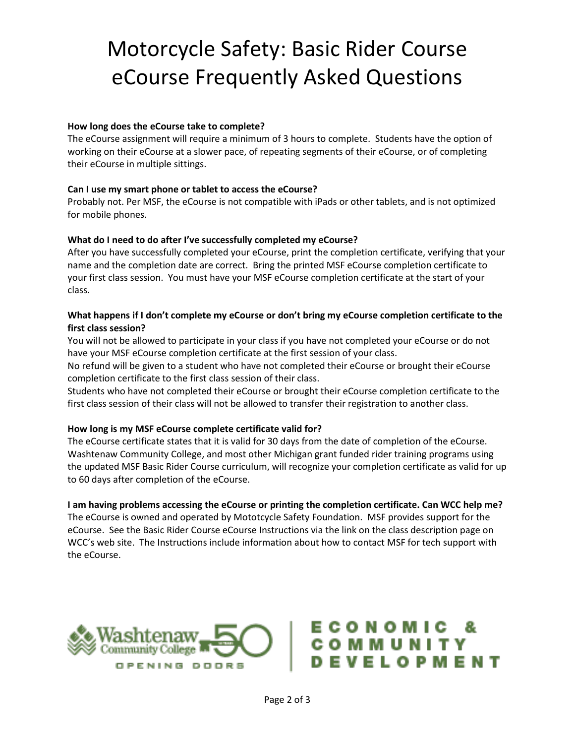# Motorcycle Safety: Basic Rider Course eCourse Frequently Asked Questions

**How long does the eCourse take to complete?**

The eCourse assignment will require a minimum of 3 hours to complete. Students have the option of working on their eCourse at a slower pace, of repeating segments of their eCourse, or of completing their eCourse in multiple sittings.

**Can I use my smart phone or tablet to access the eCourse?**

Probably not. Per MSF, the eCourse is not compatible with iPads or other tablets, and is not optimized for mobile phones.

**What do I need to do after I've successfully completed my eCourse?**

After you have successfully completed your eCourse, print the completion certificate, verifying that your name and the completion date are correct. Bring the printed MSF eCourse completion certificate to your first class session. You must have your MSF eCourse completion certificate at the start of your class.

**What happens if I don't complete my eCourse or don't bring my eCourse completion certificate to the first class session?**

You will not be allowed to participate in your class if you have not completed your eCourse or do not have your MSF eCourse completion certificate at the first session of your class.

No refund will be given to a student who have not completed their eCourse or brought their eCourse completion certificate to the first class session of their class.

Students who have not completed their eCourse or brought their eCourse completion certificate to the first class session of their class will not be allowed to transfer their registration to another class.

**How long is my MSF eCourse complete certificate valid for?**

The eCourse certificate states that it is valid for 30 days from the date of completion of the eCourse. Washtenaw Community College, and most other Michigan grant funded rider training programs using the updated MSF Basic Rider Course curriculum, will recognize your completion certificate as valid for up to 60 days after completion of the eCourse.

**I am having problems accessing the eCourse or printing the completion certificate. Can WCC help me?**

The eCourse is owned and operated by Mototcycle Safety Foundation. MSF provides support for the eCourse. See the Basic Rider Course eCourse Instructions via the link on the class description page on WCC's web site. The Instructions include information about how to contact MSF for tech support with the eCourse.

Washtenaw Community College 50 OPENING DOORS | ECONOMIC & COMMUNITY DEVELOPMENT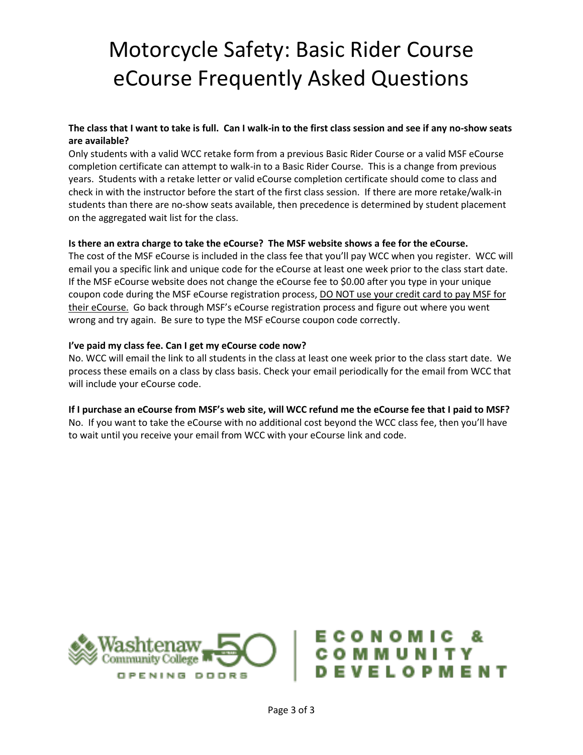# Motorcycle Safety: Basic Rider Course eCourse Frequently Asked Questions

**The class that I want to take is full. Can I walk-in to the first class session and see if any no-show seats are available?**

Only students with a valid WCC retake form from a previous Basic Rider Course or a valid MSF eCourse completion certificate can attempt to walk-in to a Basic Rider Course. This is a change from previous years. Students with a retake letter or valid eCourse completion certificate should come to class and check in with the instructor before the start of the first class session. If there are more retake/walk-in students than there are no-show seats available, then precedence is determined by student placement on the aggregated wait list for the class.

**Is there an extra charge to take the eCourse? The MSF website shows a fee for the eCourse.**

The cost of the MSF eCourse is included in the class fee that you'll pay WCC when you register. WCC will email you a specific link and unique code for the eCourse at least one week prior to the class start date. If the MSF eCourse website does not change the eCourse fee to $0.00 after you type in your unique coupon code during the MSF eCourse registration process, <u>DO NOT use your credit card to pay MSF for their eCourse.</u> Go back through MSF's eCourse registration process and figure out where you went wrong and try again. Be sure to type the MSF eCourse coupon code correctly.

**I've paid my class fee. Can I get my eCourse code now?**

No. WCC will email the link to all students in the class at least one week prior to the class start date. We process these emails on a class by class basis. Check your email periodically for the email from WCC that will include your eCourse code.

**If I purchase an eCourse from MSF's web site, will WCC refund me the eCourse fee that I paid to MSF?**

No. If you want to take the eCourse with no additional cost beyond the WCC class fee, then you'll have to wait until you receive your email from WCC with your eCourse link and code.

Washtenaw Community College 50 OPENING DOORS | ECONOMIC & COMMUNITY DEVELOPMENT